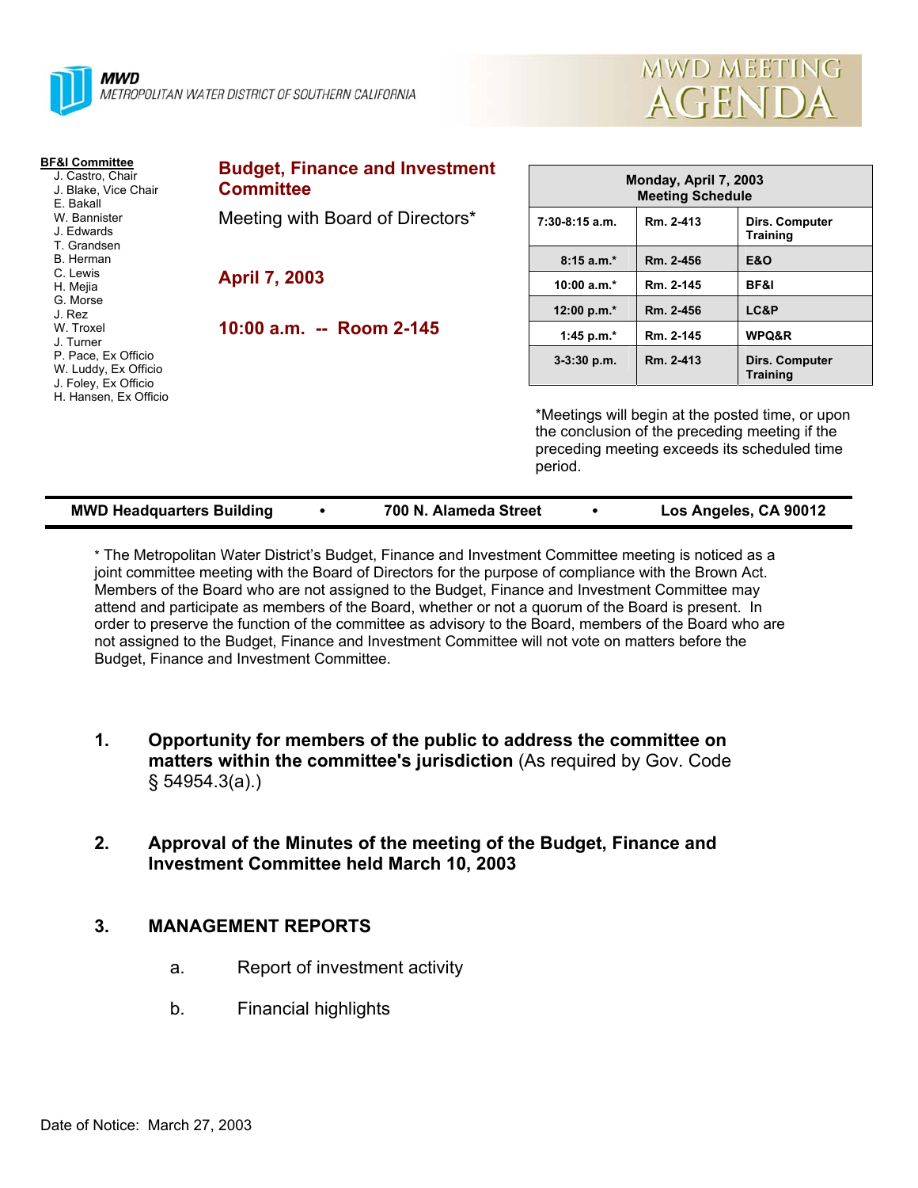**MWD**
METROPOLITAN WATER DISTRICT OF SOUTHERN CALIFORNIA

# MWD MEETING AGENDA

**BF&I Committee**
- J. Castro, Chair
- J. Blake, Vice Chair
- E. Bakall
- W. Bannister
- J. Edwards
- T. Grandsen
- B. Herman
- C. Lewis
- H. Mejia
- G. Morse
- J. Rez
- W. Troxel
- J. Turner
- P. Pace, Ex Officio
- W. Luddy, Ex Officio
- J. Foley, Ex Officio
- H. Hansen, Ex Officio

## Budget, Finance and Investment Committee

Meeting with Board of Directors*

**April 7, 2003**

**10:00 a.m. -- Room 2-145**

| Monday, April 7, 2003 Meeting Schedule | | |
|---|---|---|
| 7:30-8:15 a.m. | Rm. 2-413 | Dirs. Computer Training |
| 8:15 a.m.* | Rm. 2-456 | E&O |
| 10:00 a.m.* | Rm. 2-145 | BF&I |
| 12:00 p.m.* | Rm. 2-456 | LC&P |
| 1:45 p.m.* | Rm. 2-145 | WPQ&R |
| 3-3:30 p.m. | Rm. 2-413 | Dirs. Computer Training |

*Meetings will begin at the posted time, or upon the conclusion of the preceding meeting if the preceding meeting exceeds its scheduled time period.

**MWD Headquarters Building • 700 N. Alameda Street • Los Angeles, CA 90012**

* The Metropolitan Water District's Budget, Finance and Investment Committee meeting is noticed as a joint committee meeting with the Board of Directors for the purpose of compliance with the Brown Act. Members of the Board who are not assigned to the Budget, Finance and Investment Committee may attend and participate as members of the Board, whether or not a quorum of the Board is present. In order to preserve the function of the committee as advisory to the Board, members of the Board who are not assigned to the Budget, Finance and Investment Committee will not vote on matters before the Budget, Finance and Investment Committee.

1. **Opportunity for members of the public to address the committee on matters within the committee's jurisdiction** (As required by Gov. Code § 54954.3(a).)

2. **Approval of the Minutes of the meeting of the Budget, Finance and Investment Committee held March 10, 2003**

3. **MANAGEMENT REPORTS**

   a. Report of investment activity

   b. Financial highlights

Date of Notice: March 27, 2003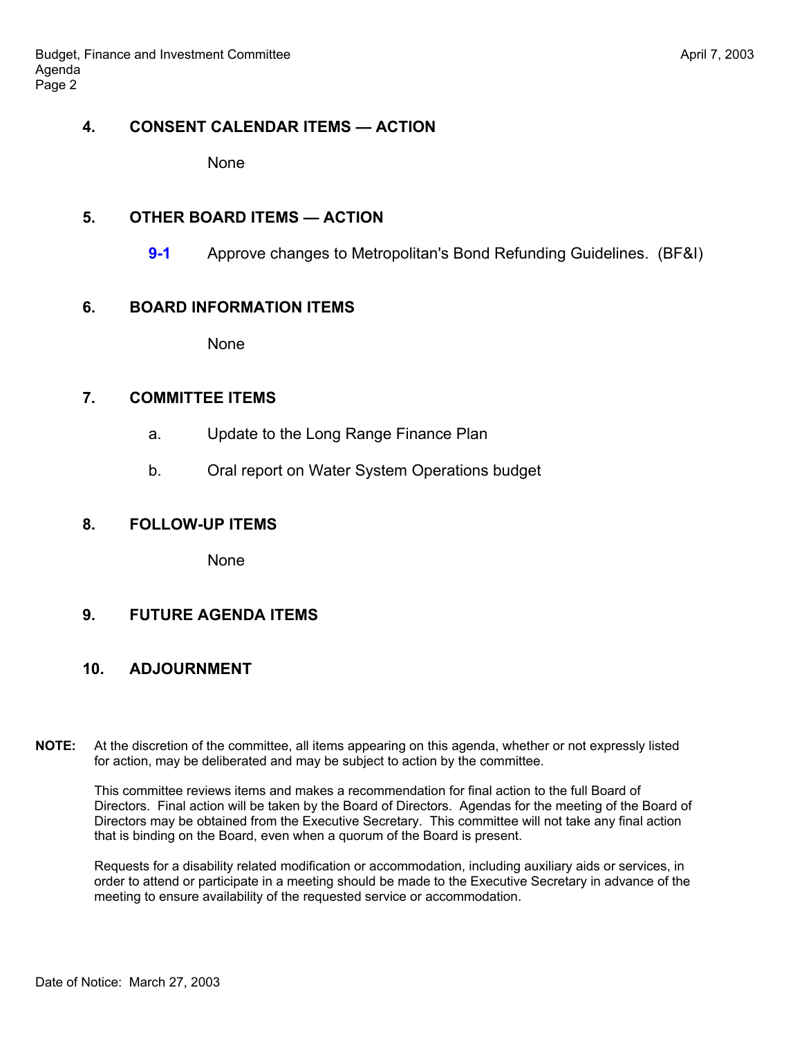## 4. CONSENT CALENDAR ITEMS — ACTION

None

## 5. OTHER BOARD ITEMS — ACTION

**9-1** Approve changes to Metropolitan's Bond Refunding Guidelines. (BF&I)

## 6. BOARD INFORMATION ITEMS

None

## 7. COMMITTEE ITEMS

a. Update to the Long Range Finance Plan

b. Oral report on Water System Operations budget

## 8. FOLLOW-UP ITEMS

None

## 9. FUTURE AGENDA ITEMS

## 10. ADJOURNMENT

**NOTE:** At the discretion of the committee, all items appearing on this agenda, whether or not expressly listed for action, may be deliberated and may be subject to action by the committee.

This committee reviews items and makes a recommendation for final action to the full Board of Directors. Final action will be taken by the Board of Directors. Agendas for the meeting of the Board of Directors may be obtained from the Executive Secretary. This committee will not take any final action that is binding on the Board, even when a quorum of the Board is present.

Requests for a disability related modification or accommodation, including auxiliary aids or services, in order to attend or participate in a meeting should be made to the Executive Secretary in advance of the meeting to ensure availability of the requested service or accommodation.

Date of Notice: March 27, 2003